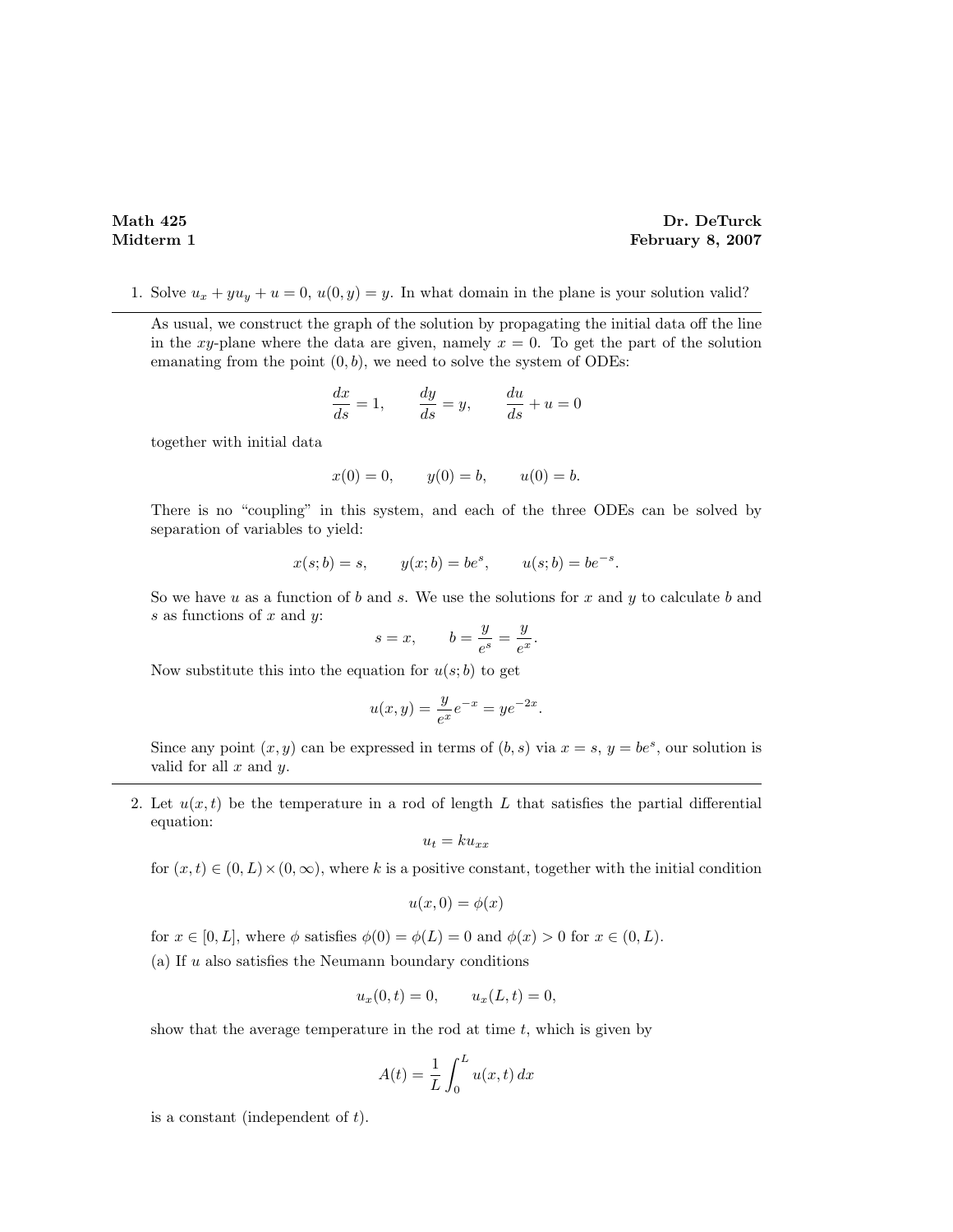**Math 425** **Dr. DeTurck**
**Midterm 1** **February 8, 2007**

1. Solve $u_x + yu_y + u = 0$, $u(0, y) = y$. In what domain in the plane is your solution valid?

---

As usual, we construct the graph of the solution by propagating the initial data off the line in the $xy$-plane where the data are given, namely $x = 0$. To get the part of the solution emanating from the point $(0, b)$, we need to solve the system of ODEs:

$$\frac{dx}{ds} = 1, \qquad \frac{dy}{ds} = y, \qquad \frac{du}{ds} + u = 0$$

together with initial data

$$x(0) = 0, \qquad y(0) = b, \qquad u(0) = b.$$

There is no "coupling" in this system, and each of the three ODEs can be solved by separation of variables to yield:

$$x(s; b) = s, \qquad y(x; b) = be^s, \qquad u(s; b) = be^{-s}.$$

So we have $u$ as a function of $b$ and $s$. We use the solutions for $x$ and $y$ to calculate $b$ and $s$ as functions of $x$ and $y$:

$$s = x, \qquad b = \frac{y}{e^s} = \frac{y}{e^x}.$$

Now substitute this into the equation for $u(s; b)$ to get

$$u(x, y) = \frac{y}{e^x}e^{-x} = ye^{-2x}.$$

Since any point $(x, y)$ can be expressed in terms of $(b, s)$ via $x = s$, $y = be^s$, our solution is valid for all $x$ and $y$.

---

2. Let $u(x, t)$ be the temperature in a rod of length $L$ that satisfies the partial differential equation:

$$u_t = ku_{xx}$$

for $(x, t) \in (0, L) \times (0, \infty)$, where $k$ is a positive constant, together with the initial condition

$$u(x, 0) = \phi(x)$$

for $x \in [0, L]$, where $\phi$ satisfies $\phi(0) = \phi(L) = 0$ and $\phi(x) > 0$ for $x \in (0, L)$.

(a) If $u$ also satisfies the Neumann boundary conditions

$$u_x(0, t) = 0, \qquad u_x(L, t) = 0,$$

show that the average temperature in the rod at time $t$, which is given by

$$A(t) = \frac{1}{L}\int_0^L u(x, t)\, dx$$

is a constant (independent of $t$).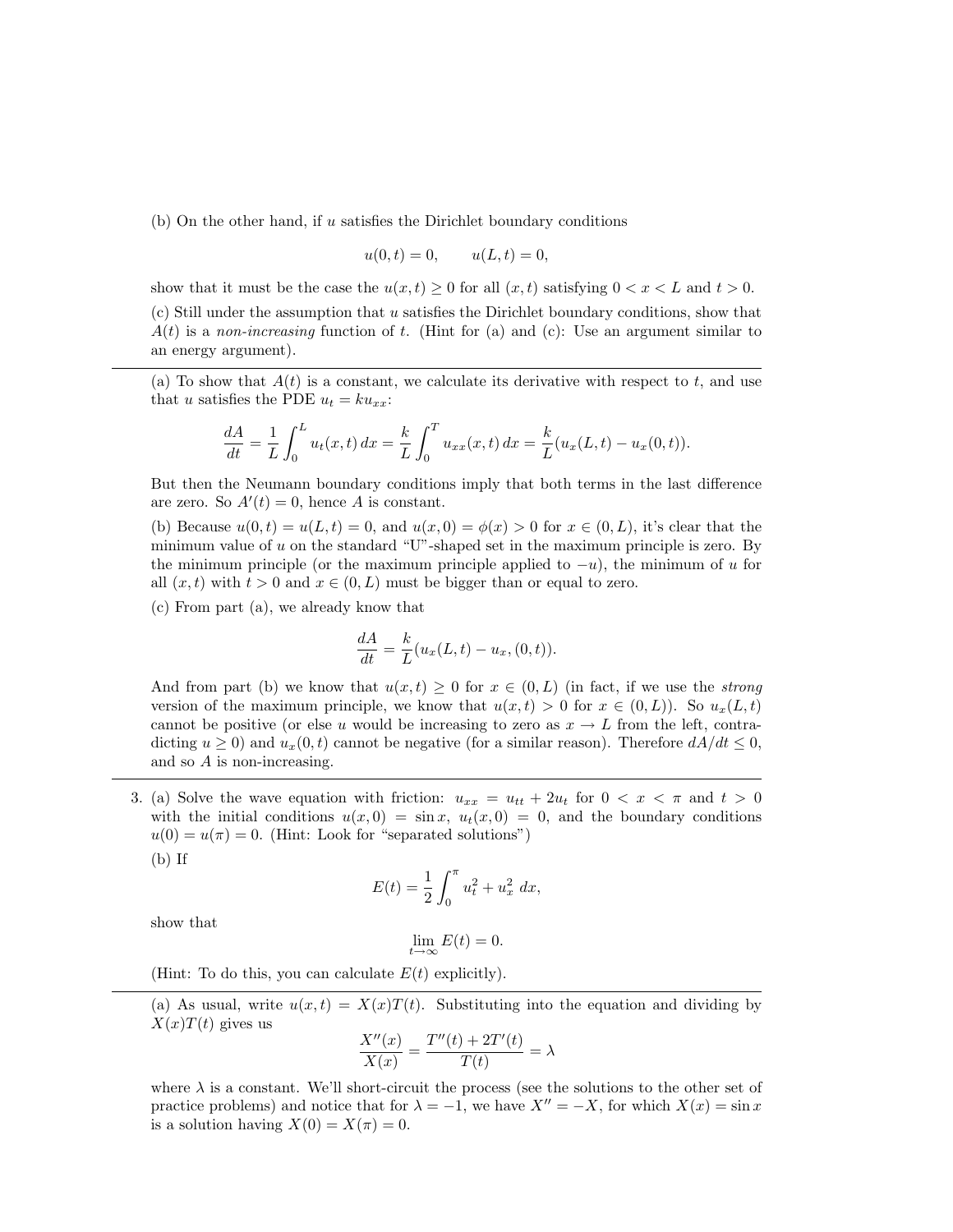(b) On the other hand, if $u$ satisfies the Dirichlet boundary conditions

$$u(0,t) = 0, \qquad u(L,t) = 0,$$

show that it must be the case the $u(x,t) \geq 0$ for all $(x,t)$ satisfying $0 < x < L$ and $t > 0$.

(c) Still under the assumption that $u$ satisfies the Dirichlet boundary conditions, show that $A(t)$ is a *non-increasing* function of $t$. (Hint for (a) and (c): Use an argument similar to an energy argument).

---

(a) To show that $A(t)$ is a constant, we calculate its derivative with respect to $t$, and use that $u$ satisfies the PDE $u_t = k u_{xx}$:

$$\frac{dA}{dt} = \frac{1}{L}\int_0^L u_t(x,t)\,dx = \frac{k}{L}\int_0^T u_{xx}(x,t)\,dx = \frac{k}{L}(u_x(L,t) - u_x(0,t)).$$

But then the Neumann boundary conditions imply that both terms in the last difference are zero. So $A'(t) = 0$, hence $A$ is constant.

(b) Because $u(0,t) = u(L,t) = 0$, and $u(x,0) = \phi(x) > 0$ for $x \in (0,L)$, it's clear that the minimum value of $u$ on the standard "U"-shaped set in the maximum principle is zero. By the minimum principle (or the maximum principle applied to $-u$), the minimum of $u$ for all $(x,t)$ with $t > 0$ and $x \in (0,L)$ must be bigger than or equal to zero.

(c) From part (a), we already know that

$$\frac{dA}{dt} = \frac{k}{L}(u_x(L,t) - u_x,(0,t)).$$

And from part (b) we know that $u(x,t) \geq 0$ for $x \in (0,L)$ (in fact, if we use the *strong* version of the maximum principle, we know that $u(x,t) > 0$ for $x \in (0,L)$). So $u_x(L,t)$ cannot be positive (or else $u$ would be increasing to zero as $x \to L$ from the left, contradicting $u \geq 0$) and $u_x(0,t)$ cannot be negative (for a similar reason). Therefore $dA/dt \leq 0$, and so $A$ is non-increasing.

---

3. (a) Solve the wave equation with friction: $u_{xx} = u_{tt} + 2u_t$ for $0 < x < \pi$ and $t > 0$ with the initial conditions $u(x,0) = \sin x$, $u_t(x,0) = 0$, and the boundary conditions $u(0) = u(\pi) = 0$. (Hint: Look for "separated solutions")

   (b) If

$$E(t) = \frac{1}{2}\int_0^\pi u_t^2 + u_x^2\;dx,$$

   show that

$$\lim_{t\to\infty} E(t) = 0.$$

   (Hint: To do this, you can calculate $E(t)$ explicitly).

---

(a) As usual, write $u(x,t) = X(x)T(t)$. Substituting into the equation and dividing by $X(x)T(t)$ gives us

$$\frac{X''(x)}{X(x)} = \frac{T''(t) + 2T'(t)}{T(t)} = \lambda$$

where $\lambda$ is a constant. We'll short-circuit the process (see the solutions to the other set of practice problems) and notice that for $\lambda = -1$, we have $X'' = -X$, for which $X(x) = \sin x$ is a solution having $X(0) = X(\pi) = 0$.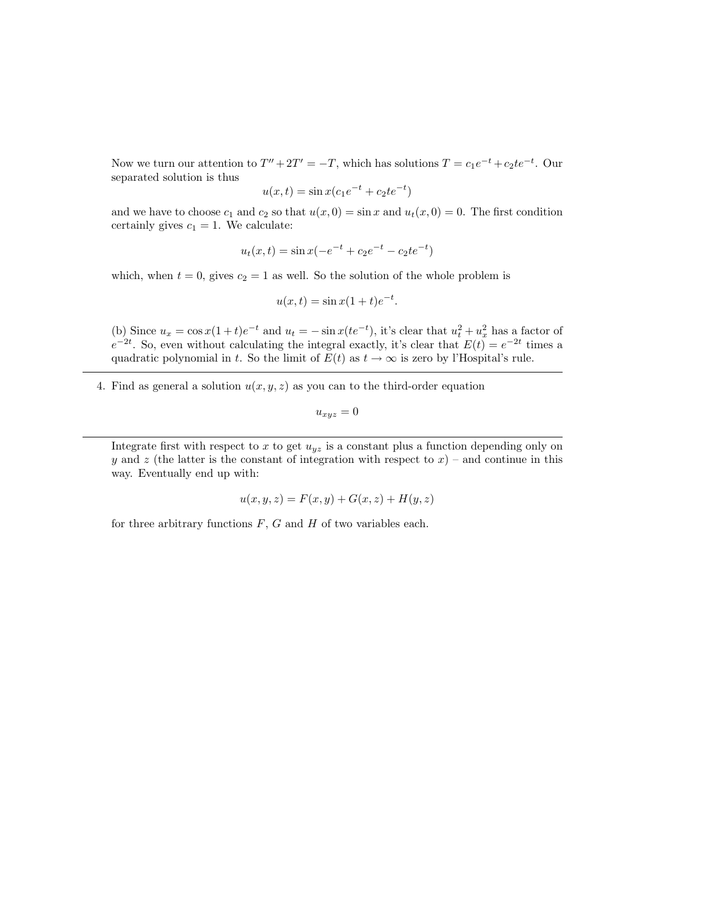Now we turn our attention to $T'' + 2T' = -T$, which has solutions $T = c_1 e^{-t} + c_2 t e^{-t}$. Our separated solution is thus

$$u(x,t) = \sin x (c_1 e^{-t} + c_2 t e^{-t})$$

and we have to choose $c_1$ and $c_2$ so that $u(x,0) = \sin x$ and $u_t(x,0) = 0$. The first condition certainly gives $c_1 = 1$. We calculate:

$$u_t(x,t) = \sin x (-e^{-t} + c_2 e^{-t} - c_2 t e^{-t})$$

which, when $t = 0$, gives $c_2 = 1$ as well. So the solution of the whole problem is

$$u(x,t) = \sin x (1+t) e^{-t}.$$

(b) Since $u_x = \cos x (1+t) e^{-t}$ and $u_t = -\sin x (t e^{-t})$, it's clear that $u_t^2 + u_x^2$ has a factor of $e^{-2t}$. So, even without calculating the integral exactly, it's clear that $E(t) = e^{-2t}$ times a quadratic polynomial in $t$. So the limit of $E(t)$ as $t \to \infty$ is zero by l'Hospital's rule.

---

4. Find as general a solution $u(x,y,z)$ as you can to the third-order equation

$$u_{xyz} = 0$$

---

Integrate first with respect to $x$ to get $u_{yz}$ is a constant plus a function depending only on $y$ and $z$ (the latter is the constant of integration with respect to $x$) – and continue in this way. Eventually end up with:

$$u(x,y,z) = F(x,y) + G(x,z) + H(y,z)$$

for three arbitrary functions $F$, $G$ and $H$ of two variables each.